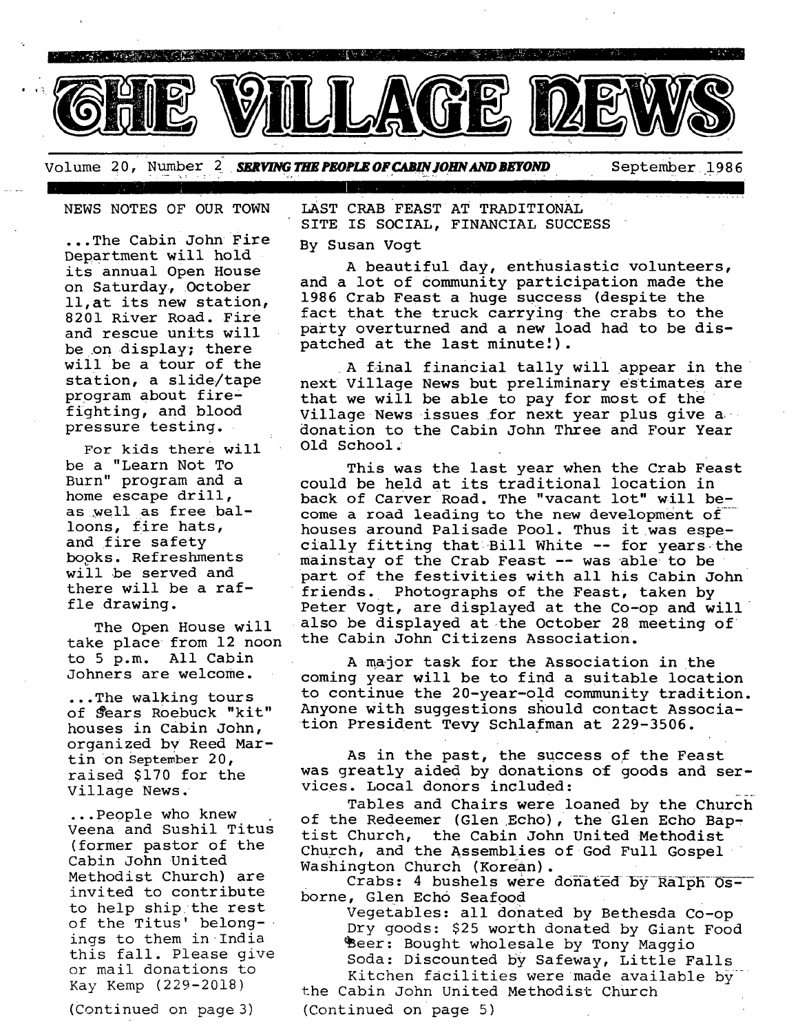# THE VILLAGE NEWS

Volume 20, Number 2 **SERVING THE PEOPLE OF CABIN JOHN AND BEYOND** September 1986

## NEWS NOTES OF OUR TOWN

...The Cabin John Fire Department will hold its annual Open House on Saturday, October 11, at its new station, 8201 River Road. Fire and rescue units will be on display; there will be a tour of the station, a slide/tape program about firefighting, and blood pressure testing.

For kids there will be a "Learn Not To Burn" program and a home escape drill, as well as free balloons, fire hats, and fire safety books. Refreshments will be served and there will be a raffle drawing.

The Open House will take place from 12 noon to 5 p.m. All Cabin Johners are welcome.

...The walking tours of Sears Roebuck "kit" houses in Cabin John, organized by Reed Martin on September 20, raised $170 for the Village News.

...People who knew Veena and Sushil Titus (former pastor of the Cabin John United Methodist Church) are invited to contribute to help ship the rest of the Titus' belongings to them in India this fall. Please give or mail donations to Kay Kemp (229-2018)

(Continued on page 3)

## LAST CRAB FEAST AT TRADITIONAL SITE IS SOCIAL, FINANCIAL SUCCESS

By Susan Vogt

A beautiful day, enthusiastic volunteers, and a lot of community participation made the 1986 Crab Feast a huge success (despite the fact that the truck carrying the crabs to the party overturned and a new load had to be dispatched at the last minute!).

A final financial tally will appear in the next Village News but preliminary estimates are that we will be able to pay for most of the Village News issues for next year plus give a donation to the Cabin John Three and Four Year Old School.

This was the last year when the Crab Feast could be held at its traditional location in back of Carver Road. The "vacant lot" will become a road leading to the new development of houses around Palisade Pool. Thus it was especially fitting that Bill White -- for years the mainstay of the Crab Feast -- was able to be part of the festivities with all his Cabin John friends. Photographs of the Feast, taken by Peter Vogt, are displayed at the Co-op and will also be displayed at the October 28 meeting of the Cabin John Citizens Association.

A major task for the Association in the coming year will be to find a suitable location to continue the 20-year-old community tradition. Anyone with suggestions should contact Association President Tevy Schlafman at 229-3506.

As in the past, the success of the Feast was greatly aided by donations of goods and services. Local donors included:

Tables and Chairs were loaned by the Church of the Redeemer (Glen Echo), the Glen Echo Baptist Church, the Cabin John United Methodist Church, and the Assemblies of God Full Gospel Washington Church (Korean).

Crabs: 4 bushels were donated by Ralph Osborne, Glen Echo Seafood

Vegetables: all donated by Bethesda Co-op

Dry goods: $25 worth donated by Giant Food

Beer: Bought wholesale by Tony Maggio

Soda: Discounted by Safeway, Little Falls

Kitchen facilities were made available by the Cabin John United Methodist Church

(Continued on page 5)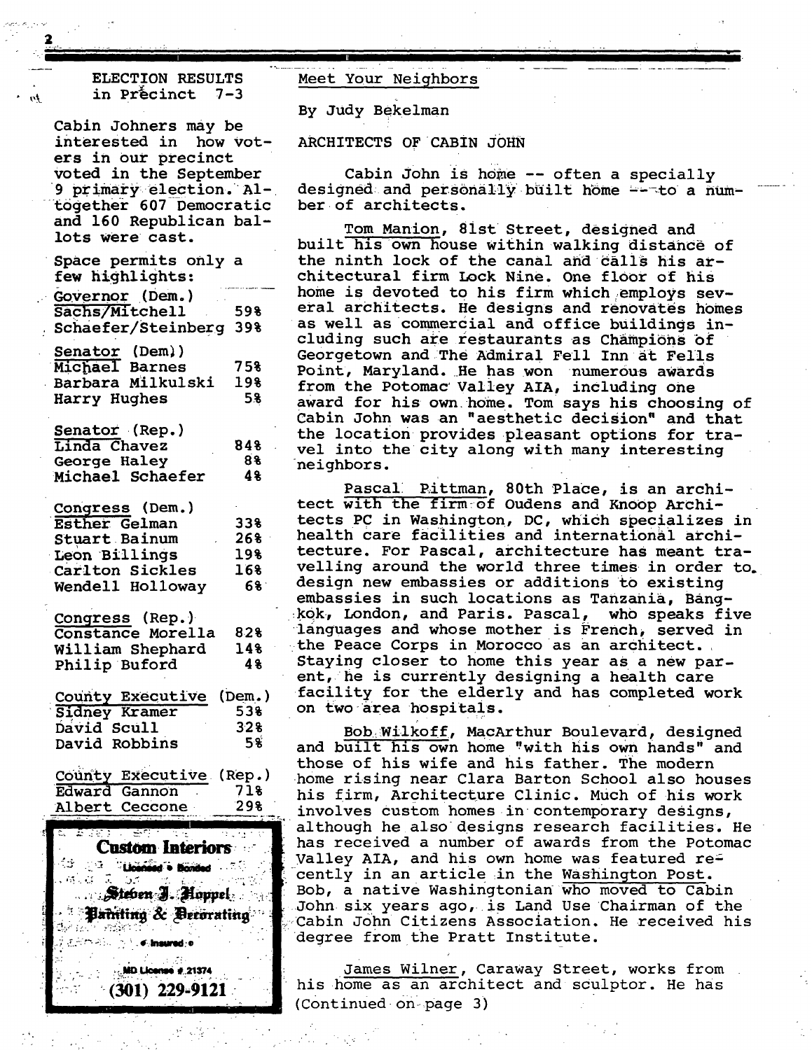## ELECTION RESULTS in Precinct 7-3

Cabin Johners may be interested in how voters in our precinct voted in the September 9 primary election. Altogether 607 Democratic and 160 Republican ballots were cast.

Space permits only a few highlights:

| Governor (Dem.) | |
|---|---|
| Sachs/Mitchell | 59% |
| Schaefer/Steinberg | 39% |

| Senator (Dem.) | |
|---|---|
| Michael Barnes | 75% |
| Barbara Milkulski | 19% |
| Harry Hughes | 5% |

| Senator (Rep.) | |
|---|---|
| Linda Chavez | 84% |
| George Haley | 8% |
| Michael Schaefer | 4% |

| Congress (Dem.) | |
|---|---|
| Esther Gelman | 33% |
| Stuart Bainum | 26% |
| Leon Billings | 19% |
| Carlton Sickles | 16% |
| Wendell Holloway | 6% |

| Congress (Rep.) | |
|---|---|
| Constance Morella | 82% |
| William Shephard | 14% |
| Philip Buford | 4% |

| County Executive (Dem.) | |
|---|---|
| Sidney Kramer | 53% |
| David Scull | 32% |
| David Robbins | 5% |

| County Executive (Rep.) | |
|---|---|
| Edward Gannon | 71% |
| Albert Ceccone | 29% |

**Custom Interiors**
Licensed • Bonded
Steven J. Hoppel
Painting & Decorating
• Insured •
MD License # 21374
**(301) 229-9121**

## Meet Your Neighbors

By Judy Bekelman

### ARCHITECTS OF CABIN JOHN

Cabin John is home -- often a specially designed and personally built home -- to a number of architects.

Tom Manion, 81st Street, designed and built his own house within walking distance of the ninth lock of the canal and calls his architectural firm Lock Nine. One floor of his home is devoted to his firm which employs several architects. He designs and renovates homes as well as commercial and office buildings including such are restaurants as Champions of Georgetown and The Admiral Fell Inn at Fells Point, Maryland. He has won numerous awards from the Potomac Valley AIA, including one award for his own home. Tom says his choosing of Cabin John was an "aesthetic decision" and that the location provides pleasant options for travel into the city along with many interesting neighbors.

Pascal Pittman, 80th Place, is an architect with the firm of Oudens and Knoop Architects PC in Washington, DC, which specializes in health care facilities and international architecture. For Pascal, architecture has meant travelling around the world three times in order to design new embassies or additions to existing embassies in such locations as Tanzania, Bangkok, London, and Paris. Pascal, who speaks five languages and whose mother is French, served in the Peace Corps in Morocco as an architect. Staying closer to home this year as a new parent, he is currently designing a health care facility for the elderly and has completed work on two area hospitals.

Bob Wilkoff, MacArthur Boulevard, designed and built his own home "with his own hands" and those of his wife and his father. The modern home rising near Clara Barton School also houses his firm, Architecture Clinic. Much of his work involves custom homes in contemporary designs, although he also designs research facilities. He has received a number of awards from the Potomac Valley AIA, and his own home was featured recently in an article in the Washington Post. Bob, a native Washingtonian who moved to Cabin John six years ago, is Land Use Chairman of the Cabin John Citizens Association. He received his degree from the Pratt Institute.

James Wilner, Caraway Street, works from his home as an architect and sculptor. He has (Continued on page 3)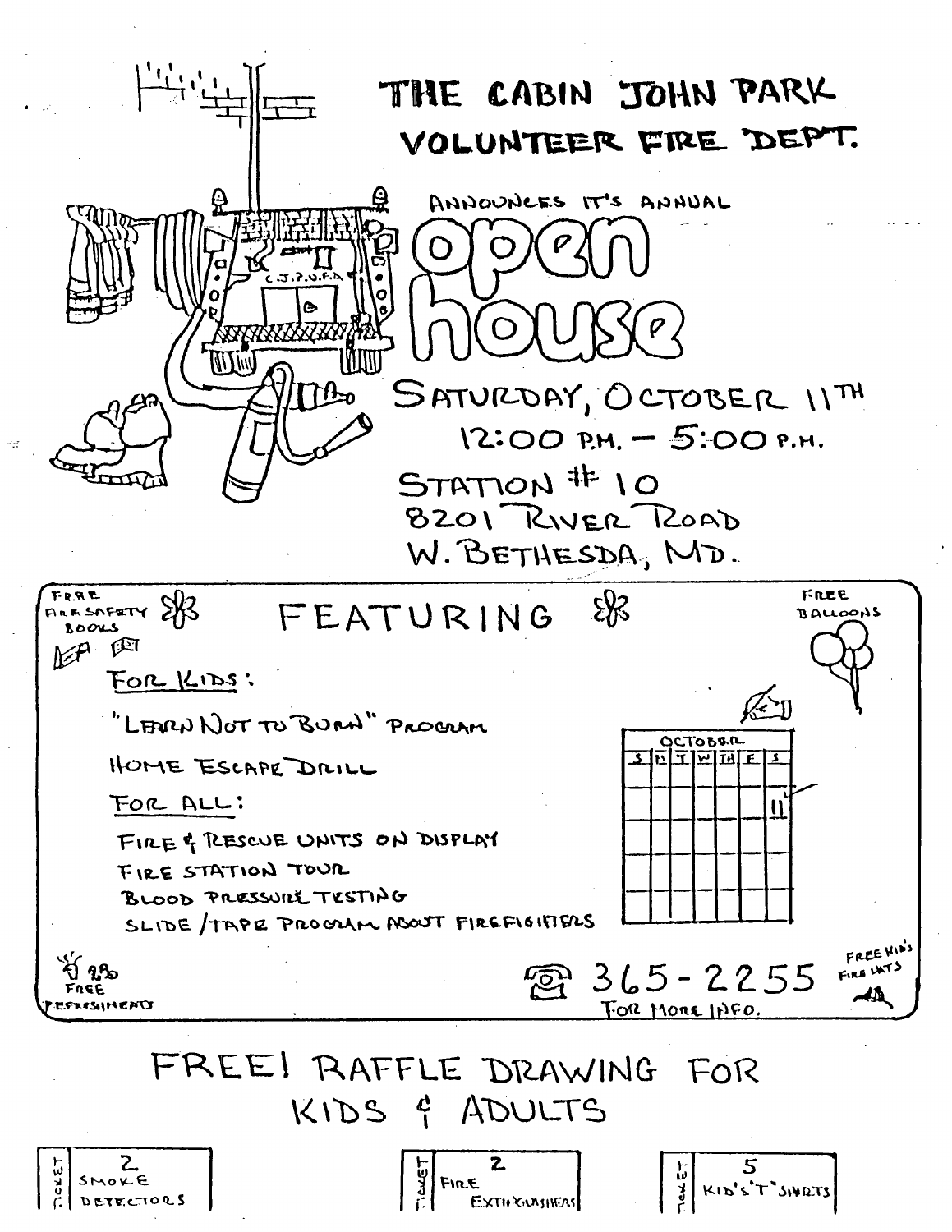# THE CABIN JOHN PARK VOLUNTEER FIRE DEPT.

ANNOUNCES IT'S ANNUAL

# open house

SATURDAY, OCTOBER 11TH
12:00 P.M. – 5:00 P.M.

STATION # 10
8201 RIVER ROAD
W. BETHESDA, MD.

## FEATURING

FREE FIRE SAFETY BOOKS

FREE BALLOONS

FOR KIDS:

- "LEARN NOT TO BURN" PROGRAM
- HOME ESCAPE DRILL

FOR ALL:

- FIRE & RESCUE UNITS ON DISPLAY
- FIRE STATION TOUR
- BLOOD PRESSURE TESTING
- SLIDE / TAPE PROGRAM ABOUT FIREFIGHTERS

OCTOBER

| S | M | T | W | TH | F | S |
|---|---|---|---|---|---|---|
| | | | | | | 11 |

FREE REFRESHMENTS

365-2255 FOR MORE INFO.

FREE KID'S FIRE HATS

## FREE! RAFFLE DRAWING FOR KIDS & ADULTS

| TICKET | 2 SMOKE DETECTORS |
|---|---|

| TICKET | 2 FIRE EXTINGUISHERS |
|---|---|

| TICKET | 5 KID'S "T" SHIRTS |
|---|---|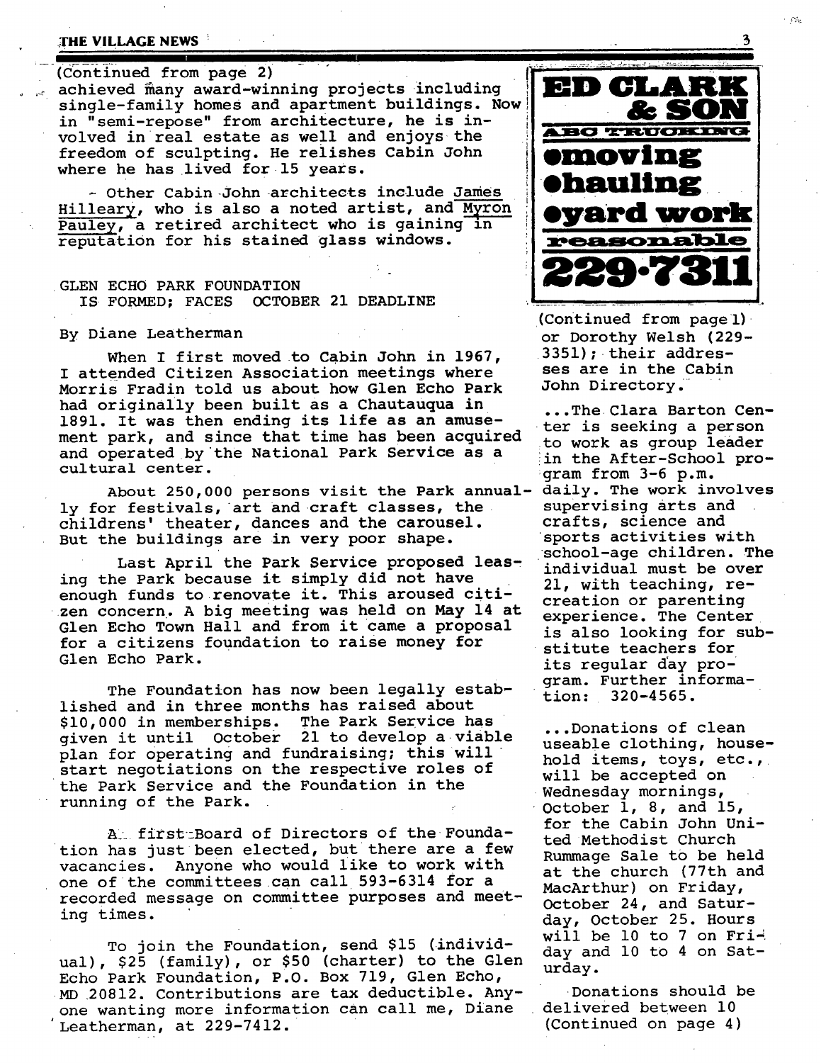(Continued from page 2)
achieved many award-winning projects including single-family homes and apartment buildings. Now in "semi-repose" from architecture, he is involved in real estate as well and enjoys the freedom of sculpting. He relishes Cabin John where he has lived for 15 years.

- Other Cabin John architects include James Hilleary, who is also a noted artist, and Myron Pauley, a retired architect who is gaining in reputation for his stained glass windows.

## GLEN ECHO PARK FOUNDATION IS FORMED; FACES OCTOBER 21 DEADLINE

By Diane Leatherman

When I first moved to Cabin John in 1967, I attended Citizen Association meetings where Morris Fradin told us about how Glen Echo Park had originally been built as a Chautauqua in 1891. It was then ending its life as an amusement park, and since that time has been acquired and operated by the National Park Service as a cultural center.

About 250,000 persons visit the Park annually for festivals, art and craft classes, the childrens' theater, dances and the carousel. But the buildings are in very poor shape.

Last April the Park Service proposed leasing the Park because it simply did not have enough funds to renovate it. This aroused citizen concern. A big meeting was held on May 14 at Glen Echo Town Hall and from it came a proposal for a citizens foundation to raise money for Glen Echo Park.

The Foundation has now been legally established and in three months has raised about $10,000 in memberships. The Park Service has given it until October 21 to develop a viable plan for operating and fundraising; this will start negotiations on the respective roles of the Park Service and the Foundation in the running of the Park.

A first Board of Directors of the Foundation has just been elected, but there are a few vacancies. Anyone who would like to work with one of the committees can call 593-6314 for a recorded message on committee purposes and meeting times.

To join the Foundation, send $15 (individual), $25 (family), or $50 (charter) to the Glen Echo Park Foundation, P.O. Box 719, Glen Echo, MD 20812. Contributions are tax deductible. Anyone wanting more information can call me, Diane Leatherman, at 229-7412.

**ED CLARK & SON**
**ABC TRUCKING**
**•moving**
**•hauling**
**•yard work**
**reasonable**
**229-7311**

(Continued from page 1)
or Dorothy Welsh (229-3351); their addresses are in the Cabin John Directory.

...The Clara Barton Center is seeking a person to work as group leader in the After-School program from 3-6 p.m. daily. The work involves supervising arts and crafts, science and sports activities with school-age children. The individual must be over 21, with teaching, recreation or parenting experience. The Center is also looking for substitute teachers for its regular day program. Further information: 320-4565.

...Donations of clean useable clothing, household items, toys, etc., will be accepted on Wednesday mornings, October 1, 8, and 15, for the Cabin John United Methodist Church Rummage Sale to be held at the church (77th and MacArthur) on Friday, October 24, and Saturday, October 25. Hours will be 10 to 7 on Friday and 10 to 4 on Saturday.

Donations should be delivered between 10
(Continued on page 4)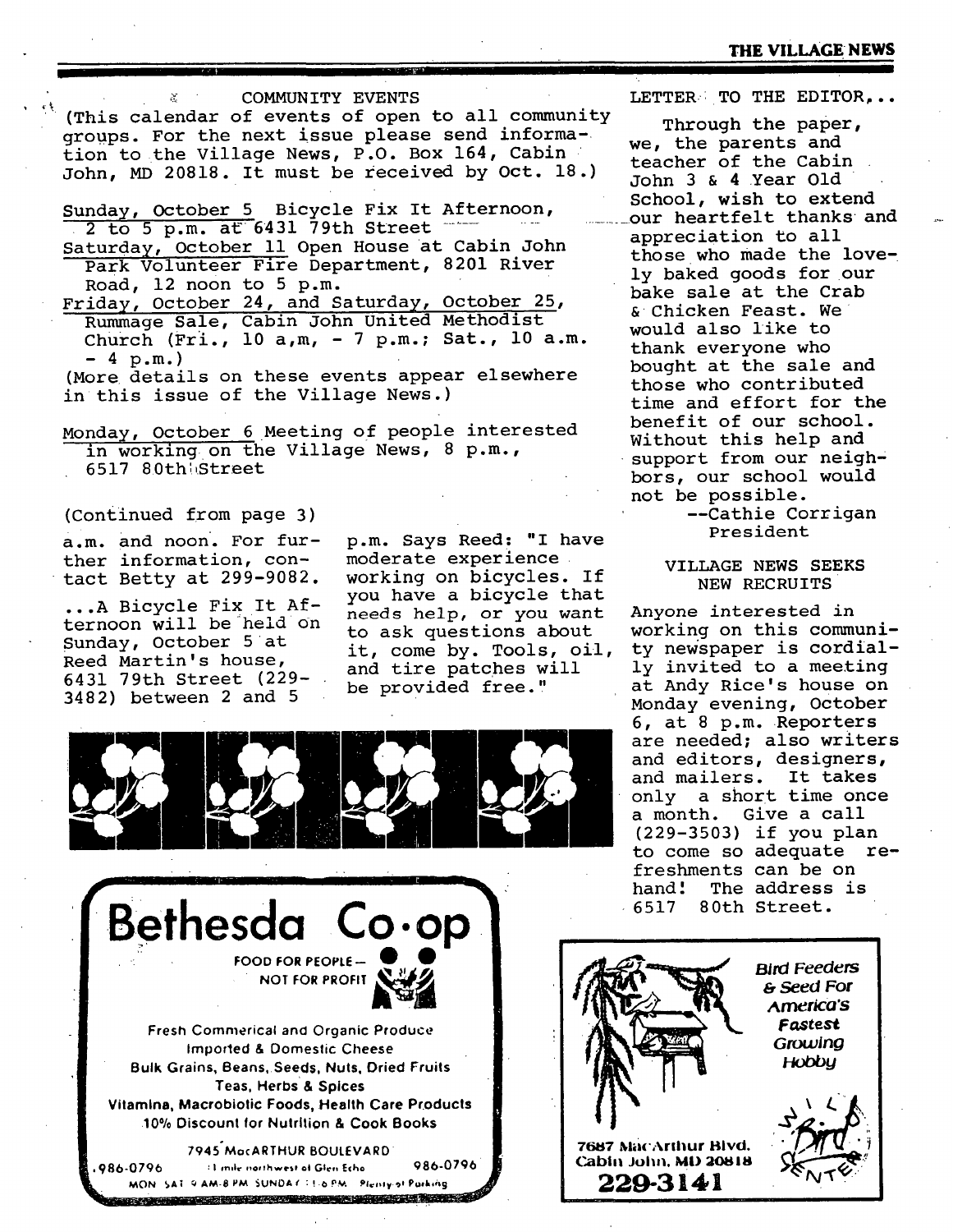## COMMUNITY EVENTS

(This calendar of events of open to all community groups. For the next issue please send information to the Village News, P.O. Box 164, Cabin John, MD 20818. It must be received by Oct. 18.)

Sunday, October 5 Bicycle Fix It Afternoon, 2 to 5 p.m. at 6431 79th Street

Saturday, October 11 Open House at Cabin John Park Volunteer Fire Department, 8201 River Road, 12 noon to 5 p.m.

Friday, October 24, and Saturday, October 25, Rummage Sale, Cabin John United Methodist Church (Fri., 10 a,m, - 7 p.m.; Sat., 10 a.m. - 4 p.m.)

(More details on these events appear elsewhere in this issue of the Village News.)

Monday, October 6 Meeting of people interested in working on the Village News, 8 p.m., 6517 80th Street

(Continued from page 3)

a.m. and noon. For further information, contact Betty at 299-9082.

...A Bicycle Fix It Afternoon will be held on Sunday, October 5 at Reed Martin's house, 6431 79th Street (229-3482) between 2 and 5 p.m. Says Reed: "I have moderate experience working on bicycles. If you have a bicycle that needs help, or you want to ask questions about it, come by. Tools, oil, and tire patches will be provided free."

## LETTER TO THE EDITOR,...

Through the paper, we, the parents and teacher of the Cabin John 3 & 4 Year Old School, wish to extend our heartfelt thanks and appreciation to all those who made the lovely baked goods for our bake sale at the Crab & Chicken Feast. We would also like to thank everyone who bought at the sale and those who contributed time and effort for the benefit of our school. Without this help and support from our neighbors, our school would not be possible.

--Cathie Corrigan
President

## VILLAGE NEWS SEEKS NEW RECRUITS

Anyone interested in working on this community newspaper is cordially invited to a meeting at Andy Rice's house on Monday evening, October 6, at 8 p.m. Reporters are needed; also writers and editors, designers, and mailers. It takes only a short time once a month. Give a call (229-3503) if you plan to come so adequate refreshments can be on hand! The address is 6517 80th Street.

**Bethesda Co·op**

FOOD FOR PEOPLE— NOT FOR PROFIT

Fresh Commerical and Organic Produce
Imported & Domestic Cheese
Bulk Grains, Beans, Seeds, Nuts, Dried Fruits
Teas, Herbs & Spices
Vitamins, Macrobiotic Foods, Health Care Products
10% Discount for Nutrition & Cook Books

7945 MacARTHUR BOULEVARD
986-0796 — 1 mile northwest of Glen Echo — 986-0796
MON SAT 9 AM-8 PM SUNDAY 1-6 PM Plenty of Parking

*Bird Feeders & Seed For America's Fastest Growing Hobby*

Wild Bird Center
7687 MacArthur Blvd.
Cabin John, MD 20818
**229-3141**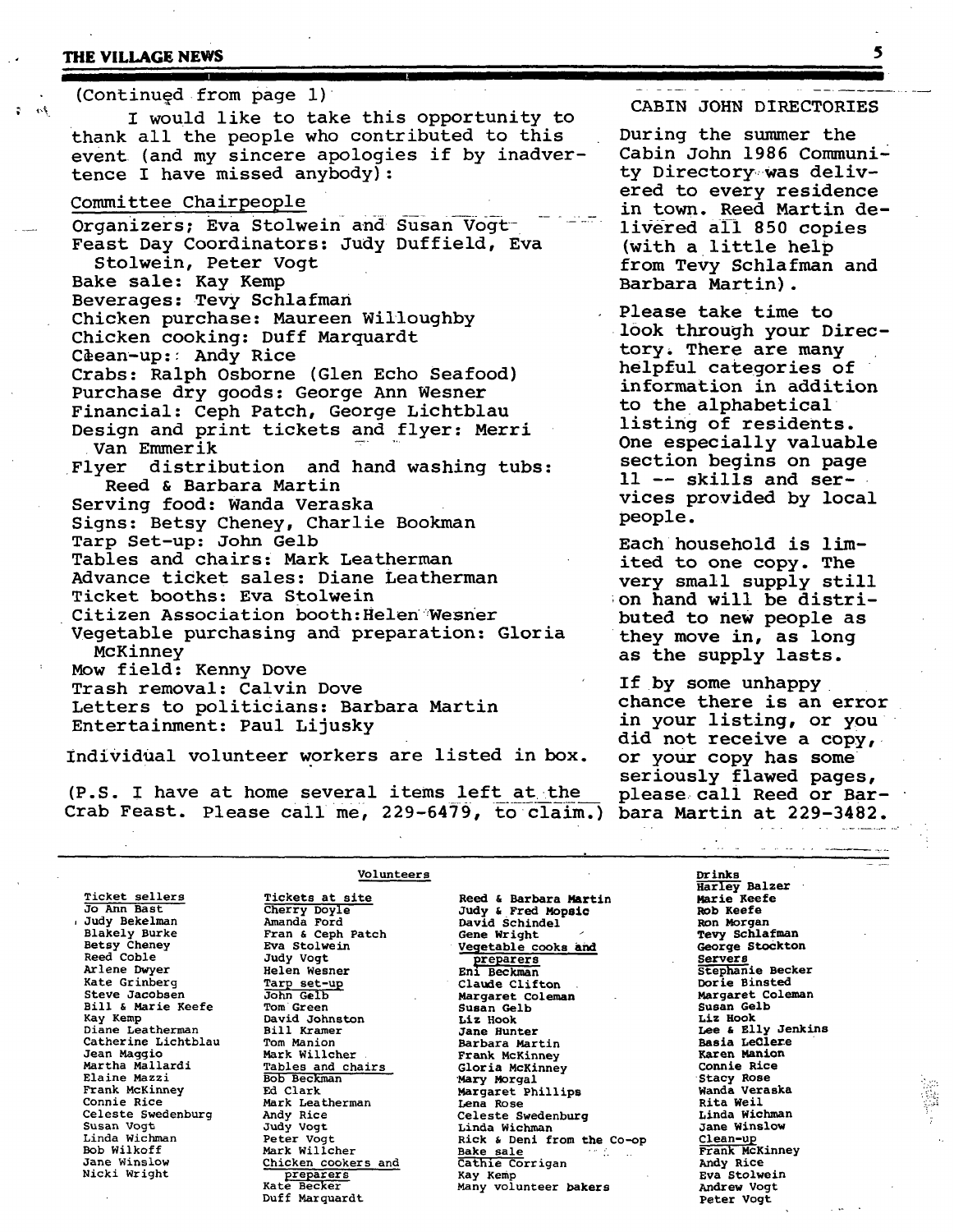(Continued from page 1)

I would like to take this opportunity to thank all the people who contributed to this event (and my sincere apologies if by inadvertence I have missed anybody):

Committee Chairpeople

Organizers; Eva Stolwein and Susan Vogt
Feast Day Coordinators: Judy Duffield, Eva Stolwein, Peter Vogt
Bake sale: Kay Kemp
Beverages: Tevy Schlafman
Chicken purchase: Maureen Willoughby
Chicken cooking: Duff Marquardt
Clean-up: Andy Rice
Crabs: Ralph Osborne (Glen Echo Seafood)
Purchase dry goods: George Ann Wesner
Financial: Ceph Patch, George Lichtblau
Design and print tickets and flyer: Merri Van Emmerik
Flyer distribution and hand washing tubs: Reed & Barbara Martin
Serving food: Wanda Veraska
Signs: Betsy Cheney, Charlie Bookman
Tarp Set-up: John Gelb
Tables and chairs: Mark Leatherman
Advance ticket sales: Diane Leatherman
Ticket booths: Eva Stolwein
Citizen Association booth: Helen Wesner
Vegetable purchasing and preparation: Gloria McKinney
Mow field: Kenny Dove
Trash removal: Calvin Dove
Letters to politicians: Barbara Martin
Entertainment: Paul Lijusky

Individual volunteer workers are listed in box.

(P.S. I have at home several items left at the Crab Feast. Please call me, 229-6479, to claim.)

## CABIN JOHN DIRECTORIES

During the summer the Cabin John 1986 Community Directory was delivered to every residence in town. Reed Martin delivered all 850 copies (with a little help from Tevy Schlafman and Barbara Martin).

Please take time to look through your Directory. There are many helpful categories of information in addition to the alphabetical listing of residents. One especially valuable section begins on page 11 -- skills and services provided by local people.

Each household is limited to one copy. The very small supply still on hand will be distributed to new people as they move in, as long as the supply lasts.

If by some unhappy chance there is an error in your listing, or you did not receive a copy, or your copy has some seriously flawed pages, please call Reed or Barbara Martin at 229-3482.

---

### Volunteers

Ticket sellers
Jo Ann Bast
Judy Bekelman
Blakely Burke
Betsy Cheney
Reed Coble
Arlene Dwyer
Kate Grinberg
Steve Jacobsen
Bill & Marie Keefe
Kay Kemp
Diane Leatherman
Catherine Lichtblau
Jean Maggio
Martha Mallardi
Elaine Mazzi
Frank McKinney
Connie Rice
Celeste Swedenburg
Susan Vogt
Linda Wichman
Bob Wilkoff
Jane Winslow
Nicki Wright

Tickets at site
Cherry Doyle
Amanda Ford
Fran & Ceph Patch
Eva Stolwein
Judy Vogt
Helen Wesner

Tarp set-up
John Gelb
Tom Green
David Johnston
Bill Kramer
Tom Manion
Mark Willcher

Tables and chairs
Bob Beckman
Ed Clark
Mark Leatherman
Andy Rice
Judy Vogt
Peter Vogt
Mark Willcher

Chicken cookers and preparers
Kate Becker
Duff Marquardt
Reed & Barbara Martin
Judy & Fred Mopsic
David Schindel
Gene Wright

Vegetable cooks and preparers
Eni Beckman
Claude Clifton
Margaret Coleman
Susan Gelb
Liz Hook
Jane Hunter
Barbara Martin
Frank McKinney
Gloria McKinney
Mary Morgal
Margaret Phillips
Lena Rose
Celeste Swedenburg
Linda Wichman
Rick & Deni from the Co-op

Bake sale
Cathie Corrigan
Kay Kemp
Many volunteer bakers

Drinks
Harley Balzer
Marie Keefe
Rob Keefe
Ron Morgan
Tevy Schlafman
George Stockton

Servers
Stephanie Becker
Dorie Binsted
Margaret Coleman
Susan Gelb
Liz Hook
Lee & Elly Jenkins
Basia LeClere
Karen Manion
Connie Rice
Stacy Rose
Wanda Veraska
Rita Weil
Linda Wichman
Jane Winslow

Clean-up
Frank McKinney
Andy Rice
Eva Stolwein
Andrew Vogt
Peter Vogt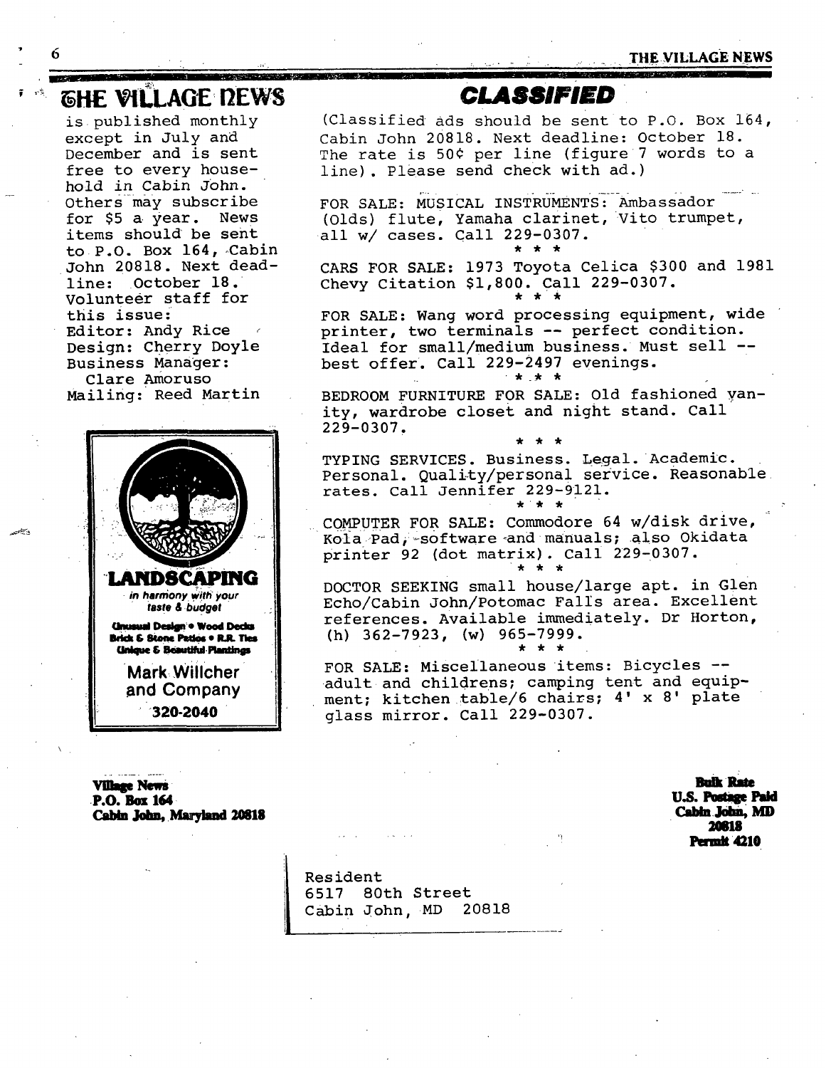## THE VILLAGE NEWS

is published monthly except in July and December and is sent free to every household in Cabin John. Others may subscribe for $5 a year. News items should be sent to P.O. Box 164, Cabin John 20818. Next deadline: October 18.

Volunteer staff for this issue:
Editor: Andy Rice
Design: Cherry Doyle
Business Manager: Clare Amoruso
Mailing: Reed Martin

**LANDSCAPING**
*in harmony with your taste & budget*
Unusual Design • Wood Decks
Brick & Stone Patios • R.R. Ties
Unique & Beautiful Plantings
Mark Willcher and Company
320-2040

## CLASSIFIED

(Classified ads should be sent to P.O. Box 164, Cabin John 20818. Next deadline: October 18. The rate is 50¢ per line (figure 7 words to a line). Please send check with ad.)

FOR SALE: MUSICAL INSTRUMENTS: Ambassador (Olds) flute, Yamaha clarinet, Vito trumpet, all w/ cases. Call 229-0307.

* * *

CARS FOR SALE: 1973 Toyota Celica $300 and 1981 Chevy Citation $1,800. Call 229-0307.

* * *

FOR SALE: Wang word processing equipment, wide printer, two terminals -- perfect condition. Ideal for small/medium business. Must sell -- best offer. Call 229-2497 evenings.

* * *

BEDROOM FURNITURE FOR SALE: Old fashioned vanity, wardrobe closet and night stand. Call 229-0307.

* * *

TYPING SERVICES. Business. Legal. Academic. Personal. Quality/personal service. Reasonable rates. Call Jennifer 229-9121.

* * *

COMPUTER FOR SALE: Commodore 64 w/disk drive, Kola Pad, software and manuals; also Okidata printer 92 (dot matrix). Call 229-0307.

* * *

DOCTOR SEEKING small house/large apt. in Glen Echo/Cabin John/Potomac Falls area. Excellent references. Available immediately. Dr Horton, (h) 362-7923, (w) 965-7999.

* * *

FOR SALE: Miscellaneous items: Bicycles -- adult and childrens; camping tent and equipment; kitchen table/6 chairs; 4' x 8' plate glass mirror. Call 229-0307.

**Village News**
**P.O. Box 164**
**Cabin John, Maryland 20818**

**Bulk Rate**
**U.S. Postage Paid**
**Cabin John, MD**
**20818**
**Permit 4210**

Resident
6517 80th Street
Cabin John, MD 20818